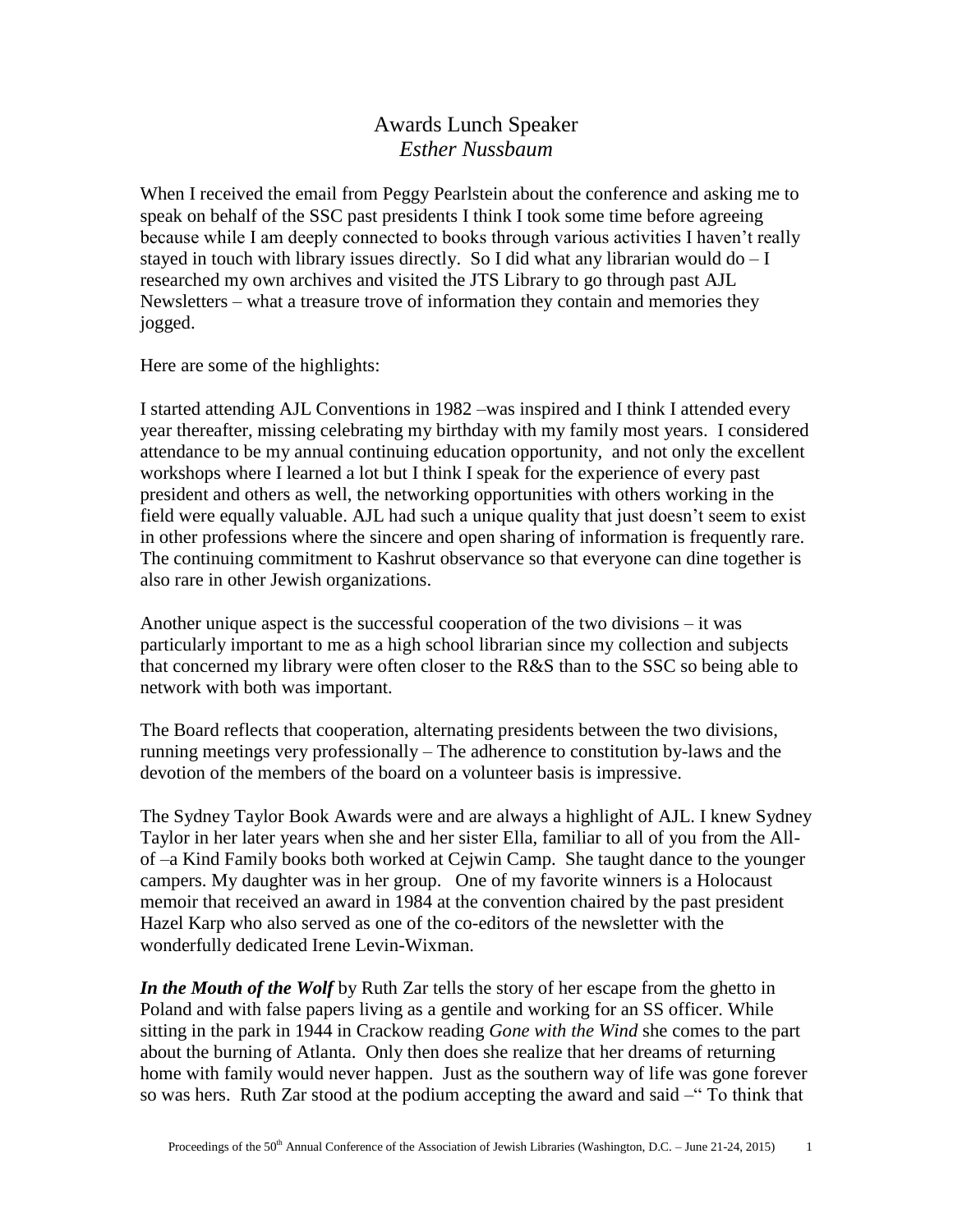# Awards Lunch Speaker
## *Esther Nussbaum*

When I received the email from Peggy Pearlstein about the conference and asking me to speak on behalf of the SSC past presidents I think I took some time before agreeing because while I am deeply connected to books through various activities I haven't really stayed in touch with library issues directly. So I did what any librarian would do – I researched my own archives and visited the JTS Library to go through past AJL Newsletters – what a treasure trove of information they contain and memories they jogged.

Here are some of the highlights:

I started attending AJL Conventions in 1982 –was inspired and I think I attended every year thereafter, missing celebrating my birthday with my family most years. I considered attendance to be my annual continuing education opportunity, and not only the excellent workshops where I learned a lot but I think I speak for the experience of every past president and others as well, the networking opportunities with others working in the field were equally valuable. AJL had such a unique quality that just doesn't seem to exist in other professions where the sincere and open sharing of information is frequently rare. The continuing commitment to Kashrut observance so that everyone can dine together is also rare in other Jewish organizations.

Another unique aspect is the successful cooperation of the two divisions – it was particularly important to me as a high school librarian since my collection and subjects that concerned my library were often closer to the R&S than to the SSC so being able to network with both was important.

The Board reflects that cooperation, alternating presidents between the two divisions, running meetings very professionally – The adherence to constitution by-laws and the devotion of the members of the board on a volunteer basis is impressive.

The Sydney Taylor Book Awards were and are always a highlight of AJL. I knew Sydney Taylor in her later years when she and her sister Ella, familiar to all of you from the All-of –a Kind Family books both worked at Cejwin Camp. She taught dance to the younger campers. My daughter was in her group. One of my favorite winners is a Holocaust memoir that received an award in 1984 at the convention chaired by the past president Hazel Karp who also served as one of the co-editors of the newsletter with the wonderfully dedicated Irene Levin-Wixman.

***In the Mouth of the Wolf*** by Ruth Zar tells the story of her escape from the ghetto in Poland and with false papers living as a gentile and working for an SS officer. While sitting in the park in 1944 in Crackow reading *Gone with the Wind* she comes to the part about the burning of Atlanta. Only then does she realize that her dreams of returning home with family would never happen. Just as the southern way of life was gone forever so was hers. Ruth Zar stood at the podium accepting the award and said –" To think that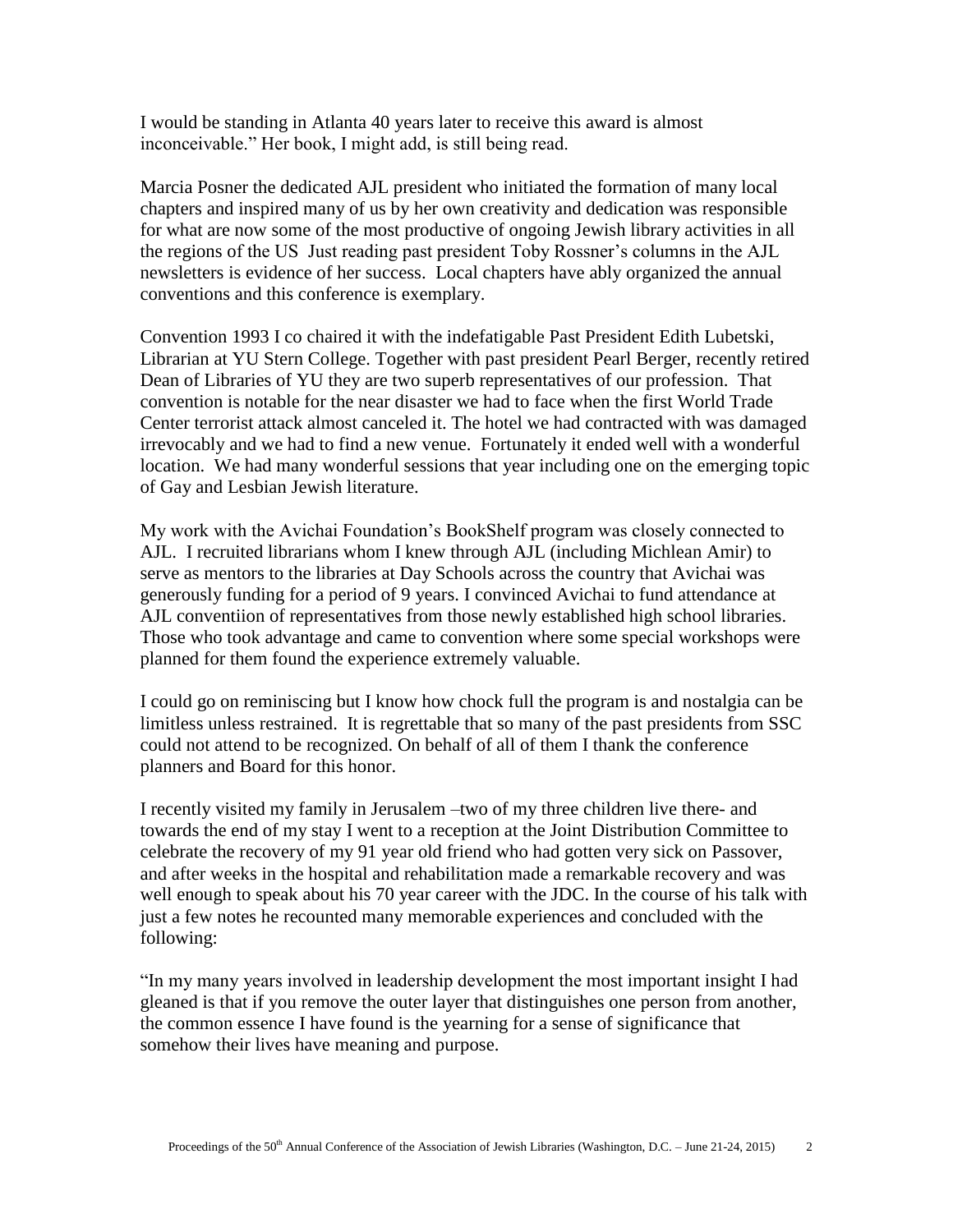I would be standing in Atlanta 40 years later to receive this award is almost inconceivable." Her book, I might add, is still being read.

Marcia Posner the dedicated AJL president who initiated the formation of many local chapters and inspired many of us by her own creativity and dedication was responsible for what are now some of the most productive of ongoing Jewish library activities in all the regions of the US Just reading past president Toby Rossner's columns in the AJL newsletters is evidence of her success. Local chapters have ably organized the annual conventions and this conference is exemplary.

Convention 1993 I co chaired it with the indefatigable Past President Edith Lubetski, Librarian at YU Stern College. Together with past president Pearl Berger, recently retired Dean of Libraries of YU they are two superb representatives of our profession. That convention is notable for the near disaster we had to face when the first World Trade Center terrorist attack almost canceled it. The hotel we had contracted with was damaged irrevocably and we had to find a new venue. Fortunately it ended well with a wonderful location. We had many wonderful sessions that year including one on the emerging topic of Gay and Lesbian Jewish literature.

My work with the Avichai Foundation's BookShelf program was closely connected to AJL. I recruited librarians whom I knew through AJL (including Michlean Amir) to serve as mentors to the libraries at Day Schools across the country that Avichai was generously funding for a period of 9 years. I convinced Avichai to fund attendance at AJL conventiion of representatives from those newly established high school libraries. Those who took advantage and came to convention where some special workshops were planned for them found the experience extremely valuable.

I could go on reminiscing but I know how chock full the program is and nostalgia can be limitless unless restrained. It is regrettable that so many of the past presidents from SSC could not attend to be recognized. On behalf of all of them I thank the conference planners and Board for this honor.

I recently visited my family in Jerusalem –two of my three children live there- and towards the end of my stay I went to a reception at the Joint Distribution Committee to celebrate the recovery of my 91 year old friend who had gotten very sick on Passover, and after weeks in the hospital and rehabilitation made a remarkable recovery and was well enough to speak about his 70 year career with the JDC. In the course of his talk with just a few notes he recounted many memorable experiences and concluded with the following:

"In my many years involved in leadership development the most important insight I had gleaned is that if you remove the outer layer that distinguishes one person from another, the common essence I have found is the yearning for a sense of significance that somehow their lives have meaning and purpose.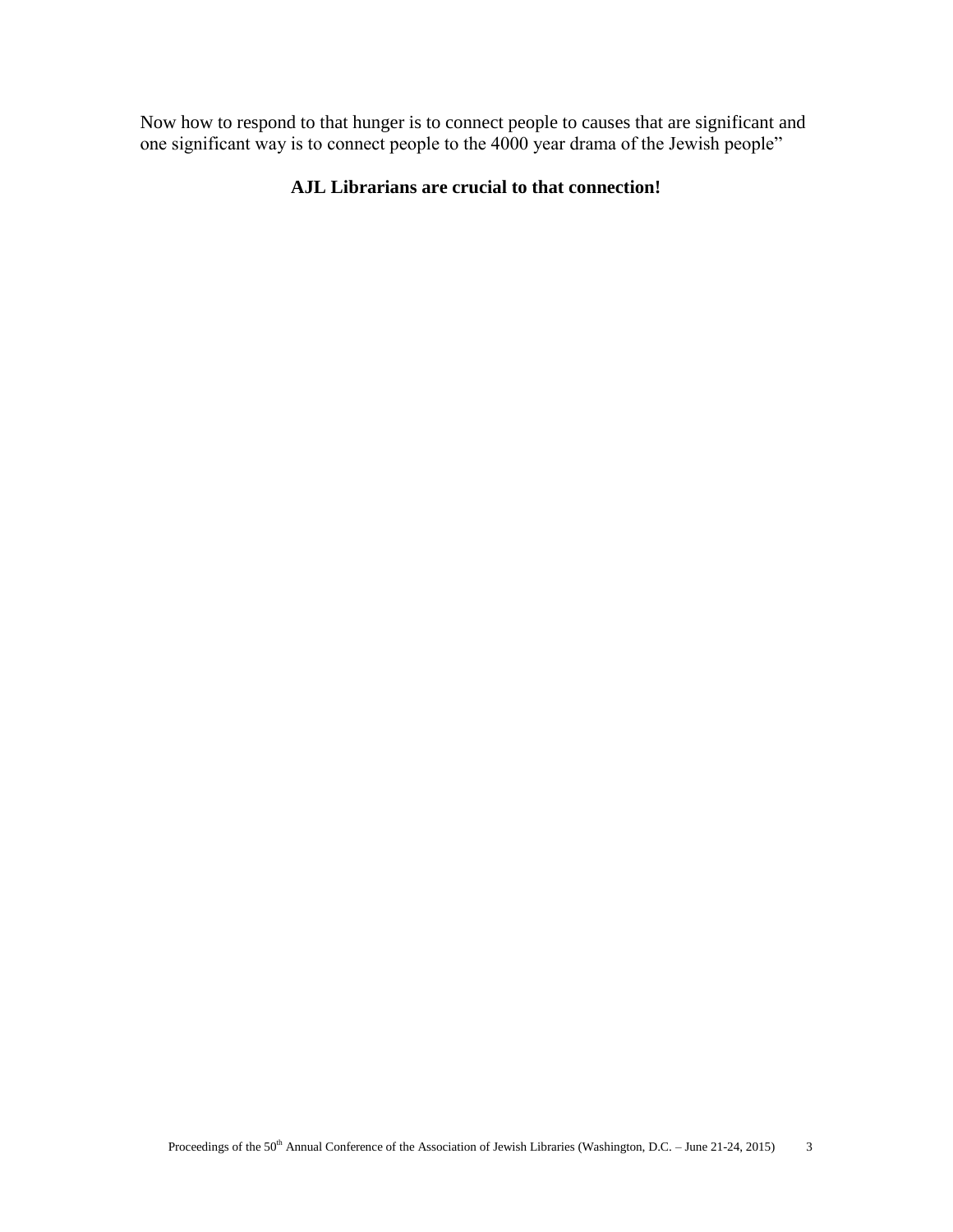Now how to respond to that hunger is to connect people to causes that are significant and one significant way is to connect people to the 4000 year drama of the Jewish people"

**AJL Librarians are crucial to that connection!**